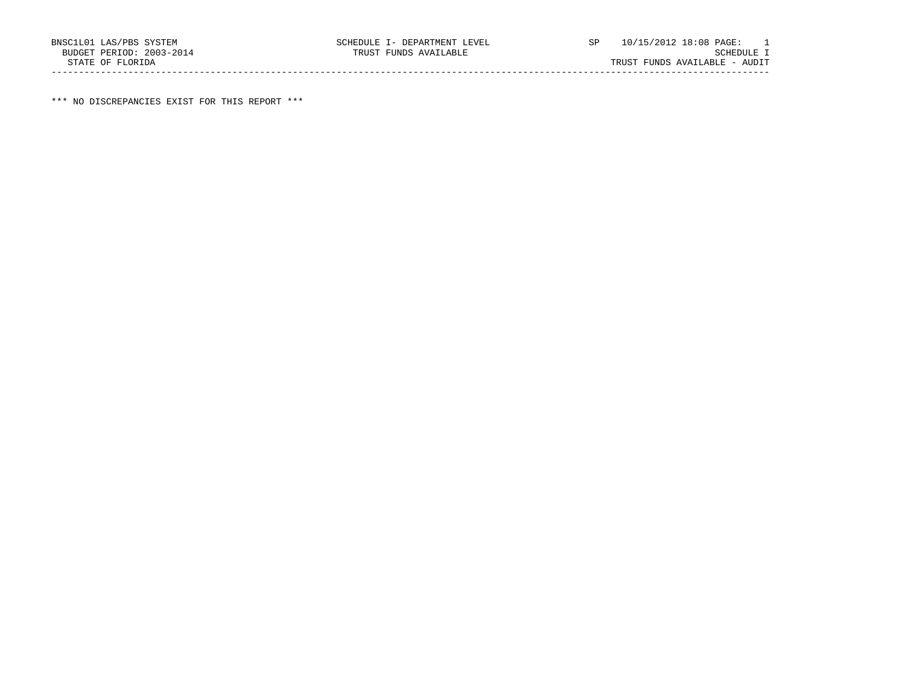```
BNSC1L01 LAS/PBS SYSTEM                    SCHEDULE I- DEPARTMENT LEVEL          SP    10/15/2012 18:08 PAGE:    1
  BUDGET PERIOD: 2003-2014                    TRUST FUNDS AVAILABLE                                        SCHEDULE I
  STATE OF FLORIDA                                                                      TRUST FUNDS AVAILABLE - AUDIT
-------------------------------------------------------------------------------------------------------------------------
```

*** NO DISCREPANCIES EXIST FOR THIS REPORT ***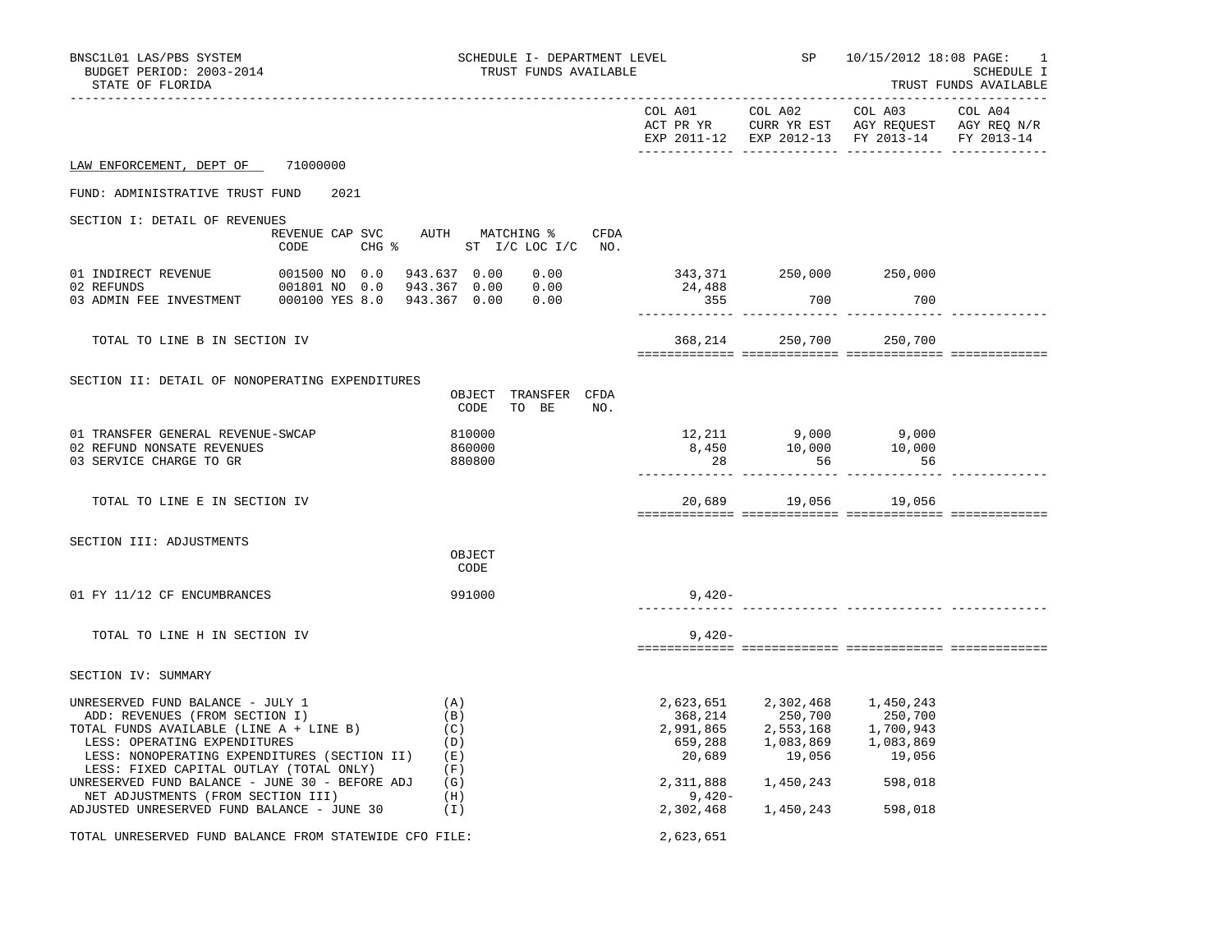BNSC1L01 LAS/PBS SYSTEM — SCHEDULE I- DEPARTMENT LEVEL — TRUST FUNDS AVAILABLE — SP 10/15/2012 18:08

BUDGET PERIOD: 2003-2014

STATE OF FLORIDA — SCHEDULE I — TRUST FUNDS AVAILABLE

**LAW ENFORCEMENT, DEPT OF** 71000000

FUND: ADMINISTRATIVE TRUST FUND 2021

## SECTION I: DETAIL OF REVENUES

| | REVENUE CODE | CAP | SVC CHG % | AUTH ST | MATCHING % I/C | MATCHING % LOC I/C | CFDA NO. | COL A01 ACT PR YR EXP 2011-12 | COL A02 CURR YR EST EXP 2012-13 | COL A03 AGY REQUEST FY 2013-14 | COL A04 AGY REQ N/R FY 2013-14 |
|---|---|---|---|---|---|---|---|---|---|---|---|
| 01 INDIRECT REVENUE | 001500 | NO | 0.0 | 943.637 | 0.00 | 0.00 | | 343,371 | 250,000 | 250,000 | |
| 02 REFUNDS | 001801 | NO | 0.0 | 943.367 | 0.00 | 0.00 | | 24,488 | | | |
| 03 ADMIN FEE INVESTMENT | 000100 | YES | 8.0 | 943.367 | 0.00 | 0.00 | | 355 | 700 | 700 | |
| TOTAL TO LINE B IN SECTION IV | | | | | | | | 368,214 | 250,700 | 250,700 | |

## SECTION II: DETAIL OF NONOPERATING EXPENDITURES

| | OBJECT CODE | TRANSFER TO BE | CFDA NO. | COL A01 | COL A02 | COL A03 | COL A04 |
|---|---|---|---|---|---|---|---|
| 01 TRANSFER GENERAL REVENUE-SWCAP | 810000 | | | 12,211 | 9,000 | 9,000 | |
| 02 REFUND NONSATE REVENUES | 860000 | | | 8,450 | 10,000 | 10,000 | |
| 03 SERVICE CHARGE TO GR | 880800 | | | 28 | 56 | 56 | |
| TOTAL TO LINE E IN SECTION IV | | | | 20,689 | 19,056 | 19,056 | |

## SECTION III: ADJUSTMENTS

| | OBJECT CODE | COL A01 | COL A02 | COL A03 | COL A04 |
|---|---|---|---|---|---|
| 01 FY 11/12 CF ENCUMBRANCES | 991000 | 9,420- | | | |
| TOTAL TO LINE H IN SECTION IV | | 9,420- | | | |

## SECTION IV: SUMMARY

| | | COL A01 | COL A02 | COL A03 | COL A04 |
|---|---|---|---|---|---|
| UNRESERVED FUND BALANCE - JULY 1 | (A) | 2,623,651 | 2,302,468 | 1,450,243 | |
| ADD: REVENUES (FROM SECTION I) | (B) | 368,214 | 250,700 | 250,700 | |
| TOTAL FUNDS AVAILABLE (LINE A + LINE B) | (C) | 2,991,865 | 2,553,168 | 1,700,943 | |
| LESS: OPERATING EXPENDITURES | (D) | 659,288 | 1,083,869 | 1,083,869 | |
| LESS: NONOPERATING EXPENDITURES (SECTION II) | (E) | 20,689 | 19,056 | 19,056 | |
| LESS: FIXED CAPITAL OUTLAY (TOTAL ONLY) | (F) | | | | |
| UNRESERVED FUND BALANCE - JUNE 30 - BEFORE ADJ | (G) | 2,311,888 | 1,450,243 | 598,018 | |
| NET ADJUSTMENTS (FROM SECTION III) | (H) | 9,420- | | | |
| ADJUSTED UNRESERVED FUND BALANCE - JUNE 30 | (I) | 2,302,468 | 1,450,243 | 598,018 | |

TOTAL UNRESERVED FUND BALANCE FROM STATEWIDE CFO FILE: 2,623,651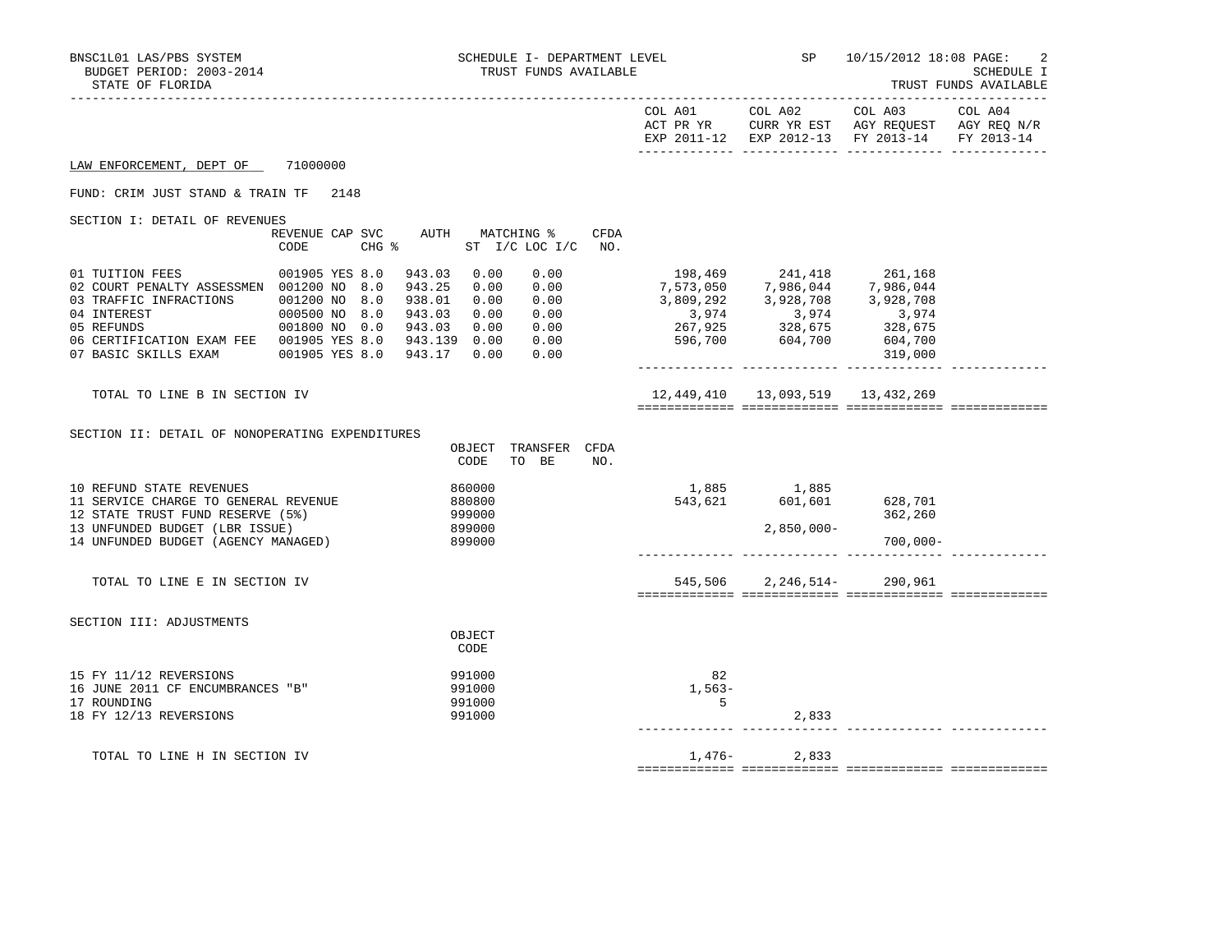BNSC1L01 LAS/PBS SYSTEM — SCHEDULE I- DEPARTMENT LEVEL — TRUST FUNDS AVAILABLE — SP 10/15/2012 18:08

BUDGET PERIOD: 2003-2014

STATE OF FLORIDA

SCHEDULE I — TRUST FUNDS AVAILABLE

LAW ENFORCEMENT, DEPT OF 71000000

FUND: CRIM JUST STAND & TRAIN TF 2148

## SECTION I: DETAIL OF REVENUES

| | REVENUE CODE | CAP | SVC CHG % | AUTH | MATCHING % ST I/C | LOC I/C | CFDA NO. | COL A01 ACT PR YR EXP 2011-12 | COL A02 CURR YR EST EXP 2012-13 | COL A03 AGY REQUEST FY 2013-14 | COL A04 AGY REQ N/R FY 2013-14 |
|---|---|---|---|---|---|---|---|---|---|---|---|
| 01 TUITION FEES | 001905 | YES | 8.0 | 943.03 | 0.00 | 0.00 | | 198,469 | 241,418 | 261,168 | |
| 02 COURT PENALTY ASSESSMEN | 001200 | NO | 8.0 | 943.25 | 0.00 | 0.00 | | 7,573,050 | 7,986,044 | 7,986,044 | |
| 03 TRAFFIC INFRACTIONS | 001200 | NO | 8.0 | 938.01 | 0.00 | 0.00 | | 3,809,292 | 3,928,708 | 3,928,708 | |
| 04 INTEREST | 000500 | NO | 8.0 | 943.03 | 0.00 | 0.00 | | 3,974 | 3,974 | 3,974 | |
| 05 REFUNDS | 001800 | NO | 0.0 | 943.03 | 0.00 | 0.00 | | 267,925 | 328,675 | 328,675 | |
| 06 CERTIFICATION EXAM FEE | 001905 | YES | 8.0 | 943.139 | 0.00 | 0.00 | | 596,700 | 604,700 | 604,700 | |
| 07 BASIC SKILLS EXAM | 001905 | YES | 8.0 | 943.17 | 0.00 | 0.00 | | | | 319,000 | |
| TOTAL TO LINE B IN SECTION IV | | | | | | | | 12,449,410 | 13,093,519 | 13,432,269 | |

## SECTION II: DETAIL OF NONOPERATING EXPENDITURES

| | OBJECT CODE | TRANSFER TO BE | CFDA NO. | COL A01 | COL A02 | COL A03 | COL A04 |
|---|---|---|---|---|---|---|---|
| 10 REFUND STATE REVENUES | 860000 | | | 1,885 | 1,885 | | |
| 11 SERVICE CHARGE TO GENERAL REVENUE | 880800 | | | 543,621 | 601,601 | 628,701 | |
| 12 STATE TRUST FUND RESERVE (5%) | 999000 | | | | | 362,260 | |
| 13 UNFUNDED BUDGET (LBR ISSUE) | 899000 | | | | 2,850,000- | | |
| 14 UNFUNDED BUDGET (AGENCY MANAGED) | 899000 | | | | | 700,000- | |
| TOTAL TO LINE E IN SECTION IV | | | | 545,506 | 2,246,514- | 290,961 | |

## SECTION III: ADJUSTMENTS

| | OBJECT CODE | COL A01 | COL A02 | COL A03 | COL A04 |
|---|---|---|---|---|---|
| 15 FY 11/12 REVERSIONS | 991000 | 82 | | | |
| 16 JUNE 2011 CF ENCUMBRANCES "B" | 991000 | 1,563- | | | |
| 17 ROUNDING | 991000 | 5 | | | |
| 18 FY 12/13 REVERSIONS | 991000 | | 2,833 | | |
| TOTAL TO LINE H IN SECTION IV | | 1,476- | 2,833 | | |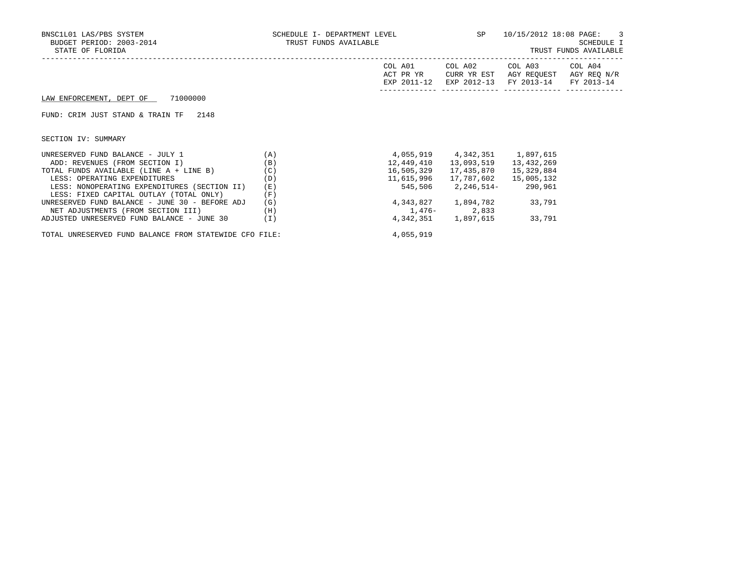BNSC1L01 LAS/PBS SYSTEM
BUDGET PERIOD: 2003-2014
STATE OF FLORIDA

SCHEDULE I- DEPARTMENT LEVEL
TRUST FUNDS AVAILABLE

SP 10/15/2012 18:08

SCHEDULE I
TRUST FUNDS AVAILABLE

LAW ENFORCEMENT, DEPT OF 71000000

FUND: CRIM JUST STAND & TRAIN TF 2148

SECTION IV: SUMMARY

| | | COL A01 ACT PR YR EXP 2011-12 | COL A02 CURR YR EST EXP 2012-13 | COL A03 AGY REQUEST FY 2013-14 | COL A04 AGY REQ N/R FY 2013-14 |
|---|---|---|---|---|---|
| UNRESERVED FUND BALANCE - JULY 1 | (A) | 4,055,919 | 4,342,351 | 1,897,615 | |
| ADD: REVENUES (FROM SECTION I) | (B) | 12,449,410 | 13,093,519 | 13,432,269 | |
| TOTAL FUNDS AVAILABLE (LINE A + LINE B) | (C) | 16,505,329 | 17,435,870 | 15,329,884 | |
| LESS: OPERATING EXPENDITURES | (D) | 11,615,996 | 17,787,602 | 15,005,132 | |
| LESS: NONOPERATING EXPENDITURES (SECTION II) | (E) | 545,506 | 2,246,514- | 290,961 | |
| LESS: FIXED CAPITAL OUTLAY (TOTAL ONLY) | (F) | | | | |
| UNRESERVED FUND BALANCE - JUNE 30 - BEFORE ADJ | (G) | 4,343,827 | 1,894,782 | 33,791 | |
| NET ADJUSTMENTS (FROM SECTION III) | (H) | 1,476- | 2,833 | | |
| ADJUSTED UNRESERVED FUND BALANCE - JUNE 30 | (I) | 4,342,351 | 1,897,615 | 33,791 | |

TOTAL UNRESERVED FUND BALANCE FROM STATEWIDE CFO FILE: 4,055,919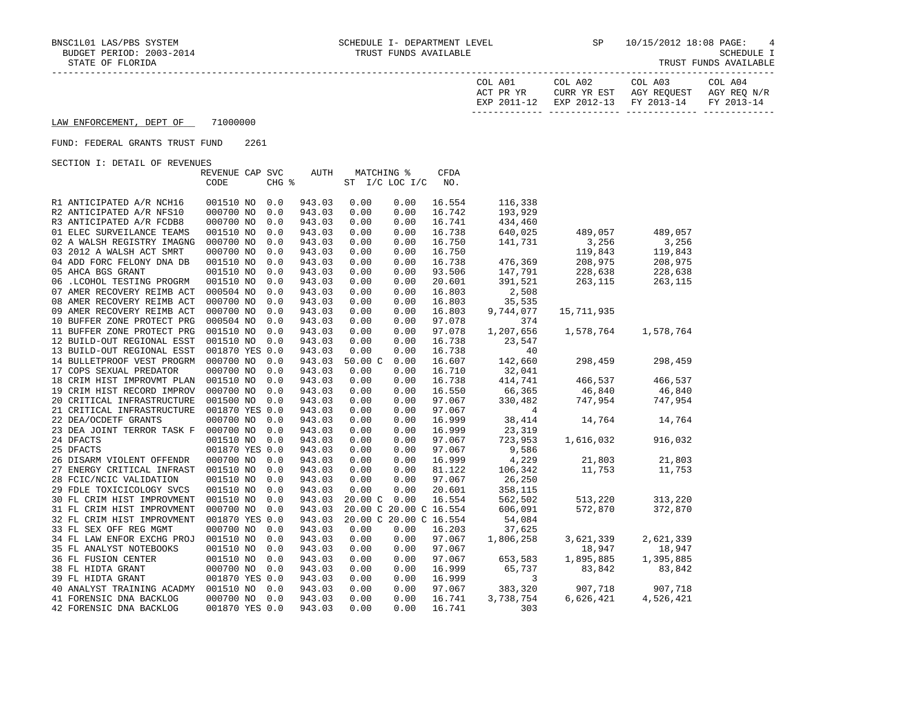BNSC1L01 LAS/PBS SYSTEM — SCHEDULE I- DEPARTMENT LEVEL — TRUST FUNDS AVAILABLE — SP 10/15/2012 18:08

BUDGET PERIOD: 2003-2014 — SCHEDULE I

STATE OF FLORIDA — TRUST FUNDS AVAILABLE

LAW ENFORCEMENT, DEPT OF 71000000

FUND: FEDERAL GRANTS TRUST FUND 2261

SECTION I: DETAIL OF REVENUES

| | REVENUE CODE | CAP CHG | SVC % | AUTH | MATCHING % ST I/C | LOC I/C | CFDA NO. | COL A01 ACT PR YR EXP 2011-12 | COL A02 CURR YR EST EXP 2012-13 | COL A03 AGY REQUEST FY 2013-14 | COL A04 AGY REQ N/R FY 2013-14 |
|---|---|---|---|---|---|---|---|---|---|---|---|
| R1 ANTICIPATED A/R NCH16 | 001510 | NO | 0.0 | 943.03 | 0.00 | 0.00 | 16.554 | 116,338 | | | |
| R2 ANTICIPATED A/R NFS10 | 000700 | NO | 0.0 | 943.03 | 0.00 | 0.00 | 16.742 | 193,929 | | | |
| R3 ANTICIPATED A/R FCDB8 | 000700 | NO | 0.0 | 943.03 | 0.00 | 0.00 | 16.741 | 434,460 | | | |
| 01 ELEC SURVEILANCE TEAMS | 001510 | NO | 0.0 | 943.03 | 0.00 | 0.00 | 16.738 | 640,025 | 489,057 | 489,057 | |
| 02 A WALSH REGISTRY IMAGNG | 000700 | NO | 0.0 | 943.03 | 0.00 | 0.00 | 16.750 | 141,731 | 3,256 | 3,256 | |
| 03 2012 A WALSH ACT SMRT | 000700 | NO | 0.0 | 943.03 | 0.00 | 0.00 | 16.750 | | 119,843 | 119,843 | |
| 04 ADD FORC FELONY DNA DB | 001510 | NO | 0.0 | 943.03 | 0.00 | 0.00 | 16.738 | 476,369 | 208,975 | 208,975 | |
| 05 AHCA BGS GRANT | 001510 | NO | 0.0 | 943.03 | 0.00 | 0.00 | 93.506 | 147,791 | 228,638 | 228,638 | |
| 06 .LCOHOL TESTING PROGRM | 001510 | NO | 0.0 | 943.03 | 0.00 | 0.00 | 20.601 | 391,521 | 263,115 | 263,115 | |
| 07 AMER RECOVERY REIMB ACT | 000504 | NO | 0.0 | 943.03 | 0.00 | 0.00 | 16.803 | 2,508 | | | |
| 08 AMER RECOVERY REIMB ACT | 000700 | NO | 0.0 | 943.03 | 0.00 | 0.00 | 16.803 | 35,535 | | | |
| 09 AMER RECOVERY REIMB ACT | 000700 | NO | 0.0 | 943.03 | 0.00 | 0.00 | 16.803 | 9,744,077 | 15,711,935 | | |
| 10 BUFFER ZONE PROTECT PRG | 000504 | NO | 0.0 | 943.03 | 0.00 | 0.00 | 97.078 | 374 | | | |
| 11 BUFFER ZONE PROTECT PRG | 001510 | NO | 0.0 | 943.03 | 0.00 | 0.00 | 97.078 | 1,207,656 | 1,578,764 | 1,578,764 | |
| 12 BUILD-OUT REGIONAL ESST | 001510 | NO | 0.0 | 943.03 | 0.00 | 0.00 | 16.738 | 23,547 | | | |
| 13 BUILD-OUT REGIONAL ESST | 001870 | YES | 0.0 | 943.03 | 0.00 | 0.00 | 16.738 | 40 | | | |
| 14 BULLETPROOF VEST PROGRM | 000700 | NO | 0.0 | 943.03 | 50.00 C | 0.00 | 16.607 | 142,660 | 298,459 | 298,459 | |
| 17 COPS SEXUAL PREDATOR | 000700 | NO | 0.0 | 943.03 | 0.00 | 0.00 | 16.710 | 32,041 | | | |
| 18 CRIM HIST IMPROVMT PLAN | 001510 | NO | 0.0 | 943.03 | 0.00 | 0.00 | 16.738 | 414,741 | 466,537 | 466,537 | |
| 19 CRIM HIST RECORD IMPROV | 000700 | NO | 0.0 | 943.03 | 0.00 | 0.00 | 16.550 | 66,365 | 46,840 | 46,840 | |
| 20 CRITICAL INFRASTRUCTURE | 001500 | NO | 0.0 | 943.03 | 0.00 | 0.00 | 97.067 | 330,482 | 747,954 | 747,954 | |
| 21 CRITICAL INFRASTRUCTURE | 001870 | YES | 0.0 | 943.03 | 0.00 | 0.00 | 97.067 | 4 | | | |
| 22 DEA/OCDETF GRANTS | 000700 | NO | 0.0 | 943.03 | 0.00 | 0.00 | 16.999 | 38,414 | 14,764 | 14,764 | |
| 23 DEA JOINT TERROR TASK F | 000700 | NO | 0.0 | 943.03 | 0.00 | 0.00 | 16.999 | 23,319 | | | |
| 24 DFACTS | 001510 | NO | 0.0 | 943.03 | 0.00 | 0.00 | 97.067 | 723,953 | 1,616,032 | 916,032 | |
| 25 DFACTS | 001870 | YES | 0.0 | 943.03 | 0.00 | 0.00 | 97.067 | 9,586 | | | |
| 26 DISARM VIOLENT OFFENDR | 000700 | NO | 0.0 | 943.03 | 0.00 | 0.00 | 16.999 | 4,229 | 21,803 | 21,803 | |
| 27 ENERGY CRITICAL INFRAST | 001510 | NO | 0.0 | 943.03 | 0.00 | 0.00 | 81.122 | 106,342 | 11,753 | 11,753 | |
| 28 FCIC/NCIC VALIDATION | 001510 | NO | 0.0 | 943.03 | 0.00 | 0.00 | 97.067 | 26,250 | | | |
| 29 FDLE TOXICICOLOGY SVCS | 001510 | NO | 0.0 | 943.03 | 0.00 | 0.00 | 20.601 | 358,115 | | | |
| 30 FL CRIM HIST IMPROVMENT | 001510 | NO | 0.0 | 943.03 | 20.00 C | 0.00 | 16.554 | 562,502 | 513,220 | 313,220 | |
| 31 FL CRIM HIST IMPROVMENT | 000700 | NO | 0.0 | 943.03 | 20.00 C | 20.00 C | 16.554 | 606,091 | 572,870 | 372,870 | |
| 32 FL CRIM HIST IMPROVMENT | 001870 | YES | 0.0 | 943.03 | 20.00 C | 20.00 C | 16.554 | 54,084 | | | |
| 33 FL SEX OFF REG MGMT | 000700 | NO | 0.0 | 943.03 | 0.00 | 0.00 | 16.203 | 37,625 | | | |
| 34 FL LAW ENFOR EXCHG PROJ | 001510 | NO | 0.0 | 943.03 | 0.00 | 0.00 | 97.067 | 1,806,258 | 3,621,339 | 2,621,339 | |
| 35 FL ANALYST NOTEBOOKS | 001510 | NO | 0.0 | 943.03 | 0.00 | 0.00 | 97.067 | | 18,947 | 18,947 | |
| 36 FL FUSION CENTER | 001510 | NO | 0.0 | 943.03 | 0.00 | 0.00 | 97.067 | 653,583 | 1,895,885 | 1,395,885 | |
| 38 FL HIDTA GRANT | 000700 | NO | 0.0 | 943.03 | 0.00 | 0.00 | 16.999 | 65,737 | 83,842 | 83,842 | |
| 39 FL HIDTA GRANT | 001870 | YES | 0.0 | 943.03 | 0.00 | 0.00 | 16.999 | 3 | | | |
| 40 ANALYST TRAINING ACADMY | 001510 | NO | 0.0 | 943.03 | 0.00 | 0.00 | 97.067 | 383,320 | 907,718 | 907,718 | |
| 41 FORENSIC DNA BACKLOG | 000700 | NO | 0.0 | 943.03 | 0.00 | 0.00 | 16.741 | 3,738,754 | 6,626,421 | 4,526,421 | |
| 42 FORENSIC DNA BACKLOG | 001870 | YES | 0.0 | 943.03 | 0.00 | 0.00 | 16.741 | 303 | | | |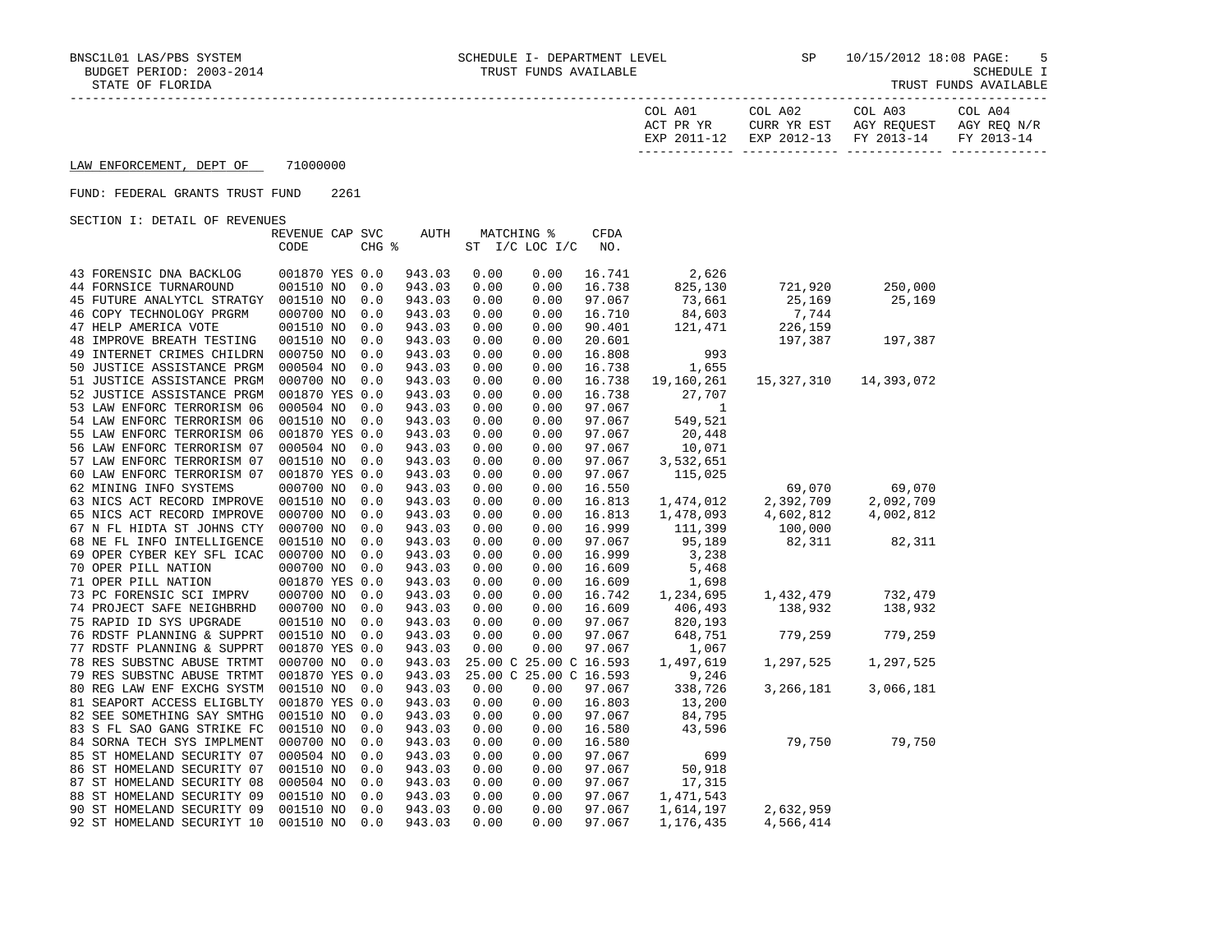COL A01 ACT PR YR EXP 2011-12 | COL A02 CURR YR EST EXP 2012-13 | COL A03 AGY REQUEST FY 2013-14 | COL A04 AGY REQ N/R FY 2013-14

LAW ENFORCEMENT, DEPT OF 71000000

FUND: FEDERAL GRANTS TRUST FUND 2261

SECTION I: DETAIL OF REVENUES

| | REVENUE CODE | CAP | SVC CHG % | AUTH | MATCHING % ST | I/C | LOC | I/C | CFDA NO. | COL A01 | COL A02 | COL A03 | COL A04 |
|---|---|---|---|---|---|---|---|---|---|---|---|---|---|
| 43 FORENSIC DNA BACKLOG | 001870 | YES | 0.0 | 943.03 | 0.00 | | 0.00 | | 16.741 | 2,626 | | | |
| 44 FORNSICE TURNAROUND | 001510 | NO | 0.0 | 943.03 | 0.00 | | 0.00 | | 16.738 | 825,130 | 721,920 | 250,000 | |
| 45 FUTURE ANALYTCL STRATGY | 001510 | NO | 0.0 | 943.03 | 0.00 | | 0.00 | | 97.067 | 73,661 | 25,169 | 25,169 | |
| 46 COPY TECHNOLOGY PRGRM | 000700 | NO | 0.0 | 943.03 | 0.00 | | 0.00 | | 16.710 | 84,603 | 7,744 | | |
| 47 HELP AMERICA VOTE | 001510 | NO | 0.0 | 943.03 | 0.00 | | 0.00 | | 90.401 | 121,471 | 226,159 | | |
| 48 IMPROVE BREATH TESTING | 001510 | NO | 0.0 | 943.03 | 0.00 | | 0.00 | | 20.601 | | 197,387 | 197,387 | |
| 49 INTERNET CRIMES CHILDRN | 000750 | NO | 0.0 | 943.03 | 0.00 | | 0.00 | | 16.808 | 993 | | | |
| 50 JUSTICE ASSISTANCE PRGM | 000504 | NO | 0.0 | 943.03 | 0.00 | | 0.00 | | 16.738 | 1,655 | | | |
| 51 JUSTICE ASSISTANCE PRGM | 000700 | NO | 0.0 | 943.03 | 0.00 | | 0.00 | | 16.738 | 19,160,261 | 15,327,310 | 14,393,072 | |
| 52 JUSTICE ASSISTANCE PRGM | 001870 | YES | 0.0 | 943.03 | 0.00 | | 0.00 | | 16.738 | 27,707 | | | |
| 53 LAW ENFORC TERRORISM 06 | 000504 | NO | 0.0 | 943.03 | 0.00 | | 0.00 | | 97.067 | 1 | | | |
| 54 LAW ENFORC TERRORISM 06 | 001510 | NO | 0.0 | 943.03 | 0.00 | | 0.00 | | 97.067 | 549,521 | | | |
| 55 LAW ENFORC TERRORISM 06 | 001870 | YES | 0.0 | 943.03 | 0.00 | | 0.00 | | 97.067 | 20,448 | | | |
| 56 LAW ENFORC TERRORISM 07 | 000504 | NO | 0.0 | 943.03 | 0.00 | | 0.00 | | 97.067 | 10,071 | | | |
| 57 LAW ENFORC TERRORISM 07 | 001510 | NO | 0.0 | 943.03 | 0.00 | | 0.00 | | 97.067 | 3,532,651 | | | |
| 60 LAW ENFORC TERRORISM 07 | 001870 | YES | 0.0 | 943.03 | 0.00 | | 0.00 | | 97.067 | 115,025 | | | |
| 62 MINING INFO SYSTEMS | 000700 | NO | 0.0 | 943.03 | 0.00 | | 0.00 | | 16.550 | | 69,070 | 69,070 | |
| 63 NICS ACT RECORD IMPROVE | 001510 | NO | 0.0 | 943.03 | 0.00 | | 0.00 | | 16.813 | 1,474,012 | 2,392,709 | 2,092,709 | |
| 65 NICS ACT RECORD IMPROVE | 000700 | NO | 0.0 | 943.03 | 0.00 | | 0.00 | | 16.813 | 1,478,093 | 4,602,812 | 4,002,812 | |
| 67 N FL HIDTA ST JOHNS CTY | 000700 | NO | 0.0 | 943.03 | 0.00 | | 0.00 | | 16.999 | 111,399 | 100,000 | | |
| 68 NE FL INFO INTELLIGENCE | 001510 | NO | 0.0 | 943.03 | 0.00 | | 0.00 | | 97.067 | 95,189 | 82,311 | 82,311 | |
| 69 OPER CYBER KEY SFL ICAC | 000700 | NO | 0.0 | 943.03 | 0.00 | | 0.00 | | 16.999 | 3,238 | | | |
| 70 OPER PILL NATION | 000700 | NO | 0.0 | 943.03 | 0.00 | | 0.00 | | 16.609 | 5,468 | | | |
| 71 OPER PILL NATION | 001870 | YES | 0.0 | 943.03 | 0.00 | | 0.00 | | 16.609 | 1,698 | | | |
| 73 PC FORENSIC SCI IMPRV | 000700 | NO | 0.0 | 943.03 | 0.00 | | 0.00 | | 16.742 | 1,234,695 | 1,432,479 | 732,479 | |
| 74 PROJECT SAFE NEIGHBRHD | 000700 | NO | 0.0 | 943.03 | 0.00 | | 0.00 | | 16.609 | 406,493 | 138,932 | 138,932 | |
| 75 RAPID ID SYS UPGRADE | 001510 | NO | 0.0 | 943.03 | 0.00 | | 0.00 | | 97.067 | 820,193 | | | |
| 76 RDSTF PLANNING & SUPPRT | 001510 | NO | 0.0 | 943.03 | 0.00 | | 0.00 | | 97.067 | 648,751 | 779,259 | 779,259 | |
| 77 RDSTF PLANNING & SUPPRT | 001870 | YES | 0.0 | 943.03 | 0.00 | | 0.00 | | 97.067 | 1,067 | | | |
| 78 RES SUBSTNC ABUSE TRTMT | 000700 | NO | 0.0 | 943.03 | 25.00 | C | 25.00 | C | 16.593 | 1,497,619 | 1,297,525 | 1,297,525 | |
| 79 RES SUBSTNC ABUSE TRTMT | 001870 | YES | 0.0 | 943.03 | 25.00 | C | 25.00 | C | 16.593 | 9,246 | | | |
| 80 REG LAW ENF EXCHG SYSTM | 001510 | NO | 0.0 | 943.03 | 0.00 | | 0.00 | | 97.067 | 338,726 | 3,266,181 | 3,066,181 | |
| 81 SEAPORT ACCESS ELIGBLTY | 001870 | YES | 0.0 | 943.03 | 0.00 | | 0.00 | | 16.803 | 13,200 | | | |
| 82 SEE SOMETHING SAY SMTHG | 001510 | NO | 0.0 | 943.03 | 0.00 | | 0.00 | | 97.067 | 84,795 | | | |
| 83 S FL SAO GANG STRIKE FC | 001510 | NO | 0.0 | 943.03 | 0.00 | | 0.00 | | 16.580 | 43,596 | | | |
| 84 SORNA TECH SYS IMPLMENT | 000700 | NO | 0.0 | 943.03 | 0.00 | | 0.00 | | 16.580 | | 79,750 | 79,750 | |
| 85 ST HOMELAND SECURITY 07 | 000504 | NO | 0.0 | 943.03 | 0.00 | | 0.00 | | 97.067 | 699 | | | |
| 86 ST HOMELAND SECURITY 07 | 001510 | NO | 0.0 | 943.03 | 0.00 | | 0.00 | | 97.067 | 50,918 | | | |
| 87 ST HOMELAND SECURITY 08 | 000504 | NO | 0.0 | 943.03 | 0.00 | | 0.00 | | 97.067 | 17,315 | | | |
| 88 ST HOMELAND SECURITY 09 | 001510 | NO | 0.0 | 943.03 | 0.00 | | 0.00 | | 97.067 | 1,471,543 | | | |
| 90 ST HOMELAND SECURITY 09 | 001510 | NO | 0.0 | 943.03 | 0.00 | | 0.00 | | 97.067 | 1,614,197 | 2,632,959 | | |
| 92 ST HOMELAND SECURIYT 10 | 001510 | NO | 0.0 | 943.03 | 0.00 | | 0.00 | | 97.067 | 1,176,435 | 4,566,414 | | |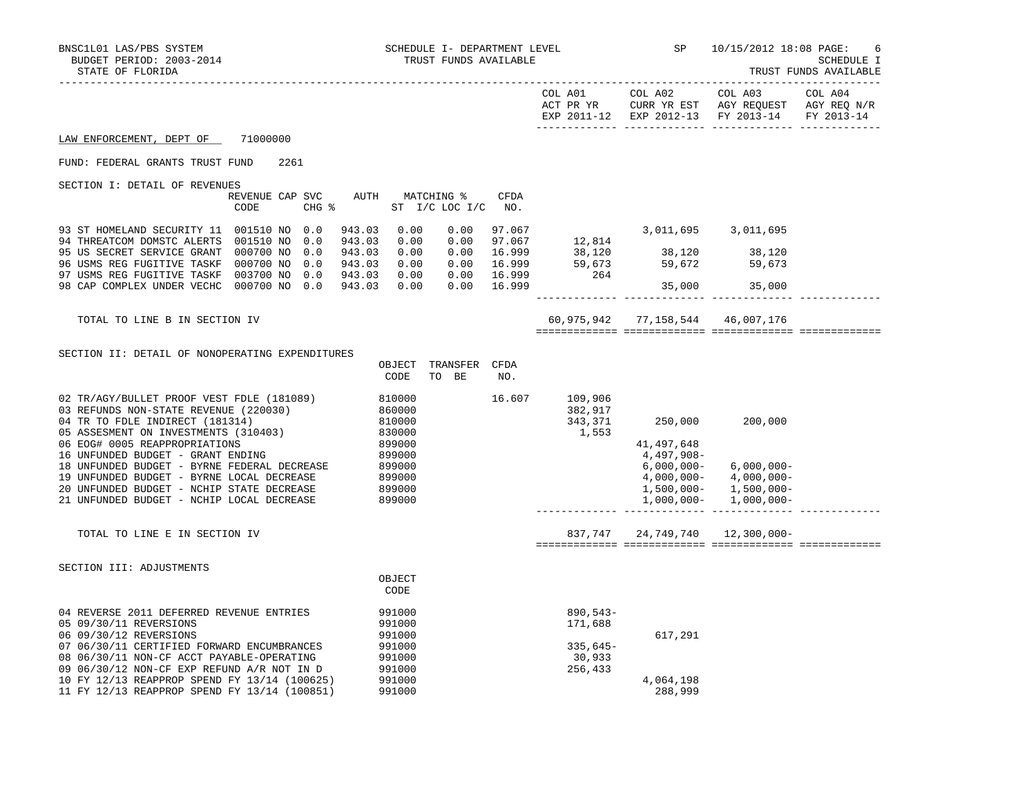BNSC1L01 LAS/PBS SYSTEM — SCHEDULE I- DEPARTMENT LEVEL — TRUST FUNDS AVAILABLE — SP 10/15/2012 18:08

BUDGET PERIOD: 2003-2014

STATE OF FLORIDA — SCHEDULE I — TRUST FUNDS AVAILABLE

| | COL A01 ACT PR YR EXP 2011-12 | COL A02 CURR YR EST EXP 2012-13 | COL A03 AGY REQUEST FY 2013-14 | COL A04 AGY REQ N/R FY 2013-14 |
|---|---|---|---|---|

LAW ENFORCEMENT, DEPT OF 71000000

FUND: FEDERAL GRANTS TRUST FUND 2261

SECTION I: DETAIL OF REVENUES

| | REVENUE CODE | CAP | SVC CHG % | AUTH | MATCHING % ST | MATCHING % I/C | LOC I/C | CFDA NO. | COL A01 | COL A02 | COL A03 | COL A04 |
|---|---|---|---|---|---|---|---|---|---|---|---|---|
| 93 ST HOMELAND SECURITY 11 | 001510 | NO | 0.0 | 943.03 | 0.00 | 0.00 | | 97.067 | | 3,011,695 | 3,011,695 | |
| 94 THREATCOM DOMSTC ALERTS | 001510 | NO | 0.0 | 943.03 | 0.00 | 0.00 | | 97.067 | 12,814 | | | |
| 95 US SECRET SERVICE GRANT | 000700 | NO | 0.0 | 943.03 | 0.00 | 0.00 | | 16.999 | 38,120 | 38,120 | 38,120 | |
| 96 USMS REG FUGITIVE TASKF | 000700 | NO | 0.0 | 943.03 | 0.00 | 0.00 | | 16.999 | 59,673 | 59,672 | 59,673 | |
| 97 USMS REG FUGITIVE TASKF | 003700 | NO | 0.0 | 943.03 | 0.00 | 0.00 | | 16.999 | 264 | | | |
| 98 CAP COMPLEX UNDER VECHC | 000700 | NO | 0.0 | 943.03 | 0.00 | 0.00 | | 16.999 | | 35,000 | 35,000 | |
| TOTAL TO LINE B IN SECTION IV | | | | | | | | | 60,975,942 | 77,158,544 | 46,007,176 | |

SECTION II: DETAIL OF NONOPERATING EXPENDITURES

| | OBJECT CODE | TRANSFER TO BE | CFDA NO. | COL A01 | COL A02 | COL A03 | COL A04 |
|---|---|---|---|---|---|---|---|
| 02 TR/AGY/BULLET PROOF VEST FDLE (181089) | 810000 | | 16.607 | 109,906 | | | |
| 03 REFUNDS NON-STATE REVENUE (220030) | 860000 | | | 382,917 | | | |
| 04 TR TO FDLE INDIRECT (181314) | 810000 | | | 343,371 | 250,000 | 200,000 | |
| 05 ASSESMENT ON INVESTMENTS (310403) | 830000 | | | 1,553 | | | |
| 06 EOG# 0005 REAPPROPRIATIONS | 899000 | | | | 41,497,648 | | |
| 16 UNFUNDED BUDGET - GRANT ENDING | 899000 | | | | 4,497,908- | | |
| 18 UNFUNDED BUDGET - BYRNE FEDERAL DECREASE | 899000 | | | | 6,000,000- | 6,000,000- | |
| 19 UNFUNDED BUDGET - BYRNE LOCAL DECREASE | 899000 | | | | 4,000,000- | 4,000,000- | |
| 20 UNFUNDED BUDGET - NCHIP STATE DECREASE | 899000 | | | | 1,500,000- | 1,500,000- | |
| 21 UNFUNDED BUDGET - NCHIP LOCAL DECREASE | 899000 | | | | 1,000,000- | 1,000,000- | |
| TOTAL TO LINE E IN SECTION IV | | | | 837,747 | 24,749,740 | 12,300,000- | |

SECTION III: ADJUSTMENTS

| | OBJECT CODE | COL A01 | COL A02 | COL A03 | COL A04 |
|---|---|---|---|---|---|
| 04 REVERSE 2011 DEFERRED REVENUE ENTRIES | 991000 | 890,543- | | | |
| 05 09/30/11 REVERSIONS | 991000 | 171,688 | | | |
| 06 09/30/12 REVERSIONS | 991000 | | 617,291 | | |
| 07 06/30/11 CERTIFIED FORWARD ENCUMBRANCES | 991000 | 335,645- | | | |
| 08 06/30/11 NON-CF ACCT PAYABLE-OPERATING | 991000 | 30,933 | | | |
| 09 06/30/12 NON-CF EXP REFUND A/R NOT IN D | 991000 | 256,433 | | | |
| 10 FY 12/13 REAPPROP SPEND FY 13/14 (100625) | 991000 | | 4,064,198 | | |
| 11 FY 12/13 REAPPROP SPEND FY 13/14 (100851) | 991000 | | 288,999 | | |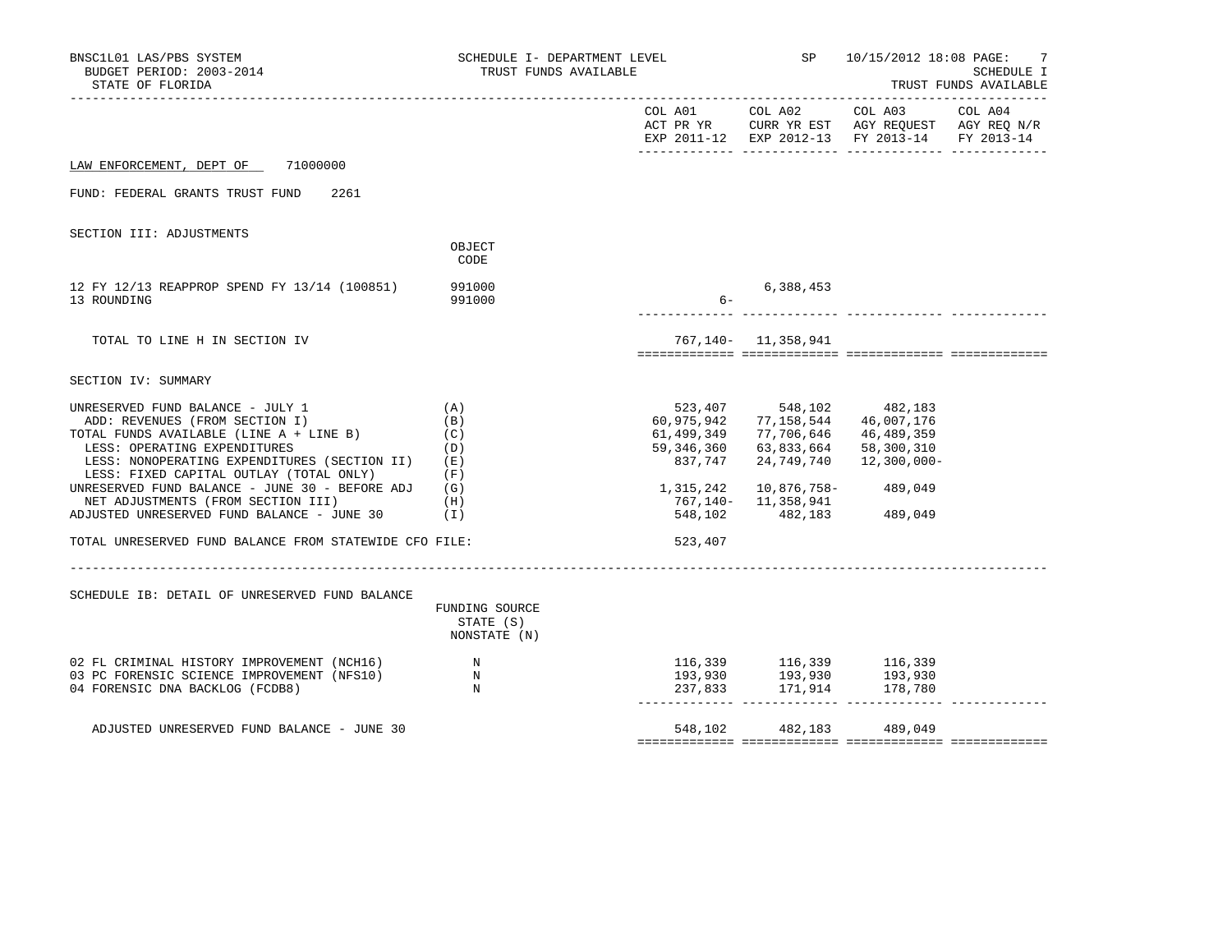BNSC1L01 LAS/PBS SYSTEM — SCHEDULE I- DEPARTMENT LEVEL — TRUST FUNDS AVAILABLE — SP 10/15/2012 18:08 — SCHEDULE I

BUDGET PERIOD: 2003-2014

STATE OF FLORIDA — TRUST FUNDS AVAILABLE

LAW ENFORCEMENT, DEPT OF 71000000

FUND: FEDERAL GRANTS TRUST FUND 2261

SECTION III: ADJUSTMENTS

| | OBJECT CODE | COL A01 ACT PR YR EXP 2011-12 | COL A02 CURR YR EST EXP 2012-13 | COL A03 AGY REQUEST FY 2013-14 | COL A04 AGY REQ N/R FY 2013-14 |
|---|---|---|---|---|---|
| 12 FY 12/13 REAPPROP SPEND FY 13/14 (100851) | 991000 | | 6,388,453 | | |
| 13 ROUNDING | 991000 | 6- | | | |
| TOTAL TO LINE H IN SECTION IV | | 767,140- | 11,358,941 | | |

SECTION IV: SUMMARY

| | | COL A01 | COL A02 | COL A03 | COL A04 |
|---|---|---|---|---|---|
| UNRESERVED FUND BALANCE - JULY 1 | (A) | 523,407 | 548,102 | 482,183 | |
| ADD: REVENUES (FROM SECTION I) | (B) | 60,975,942 | 77,158,544 | 46,007,176 | |
| TOTAL FUNDS AVAILABLE (LINE A + LINE B) | (C) | 61,499,349 | 77,706,646 | 46,489,359 | |
| LESS: OPERATING EXPENDITURES | (D) | 59,346,360 | 63,833,664 | 58,300,310 | |
| LESS: NONOPERATING EXPENDITURES (SECTION II) | (E) | 837,747 | 24,749,740 | 12,300,000- | |
| LESS: FIXED CAPITAL OUTLAY (TOTAL ONLY) | (F) | | | | |
| UNRESERVED FUND BALANCE - JUNE 30 - BEFORE ADJ | (G) | 1,315,242 | 10,876,758- | 489,049 | |
| NET ADJUSTMENTS (FROM SECTION III) | (H) | 767,140- | 11,358,941 | | |
| ADJUSTED UNRESERVED FUND BALANCE - JUNE 30 | (I) | 548,102 | 482,183 | 489,049 | |
| TOTAL UNRESERVED FUND BALANCE FROM STATEWIDE CFO FILE: | | 523,407 | | | |

SCHEDULE IB: DETAIL OF UNRESERVED FUND BALANCE

| | FUNDING SOURCE STATE (S) NONSTATE (N) | COL A01 | COL A02 | COL A03 | COL A04 |
|---|---|---|---|---|---|
| 02 FL CRIMINAL HISTORY IMPROVEMENT (NCH16) | N | 116,339 | 116,339 | 116,339 | |
| 03 PC FORENSIC SCIENCE IMPROVEMENT (NFS10) | N | 193,930 | 193,930 | 193,930 | |
| 04 FORENSIC DNA BACKLOG (FCDB8) | N | 237,833 | 171,914 | 178,780 | |
| ADJUSTED UNRESERVED FUND BALANCE - JUNE 30 | | 548,102 | 482,183 | 489,049 | |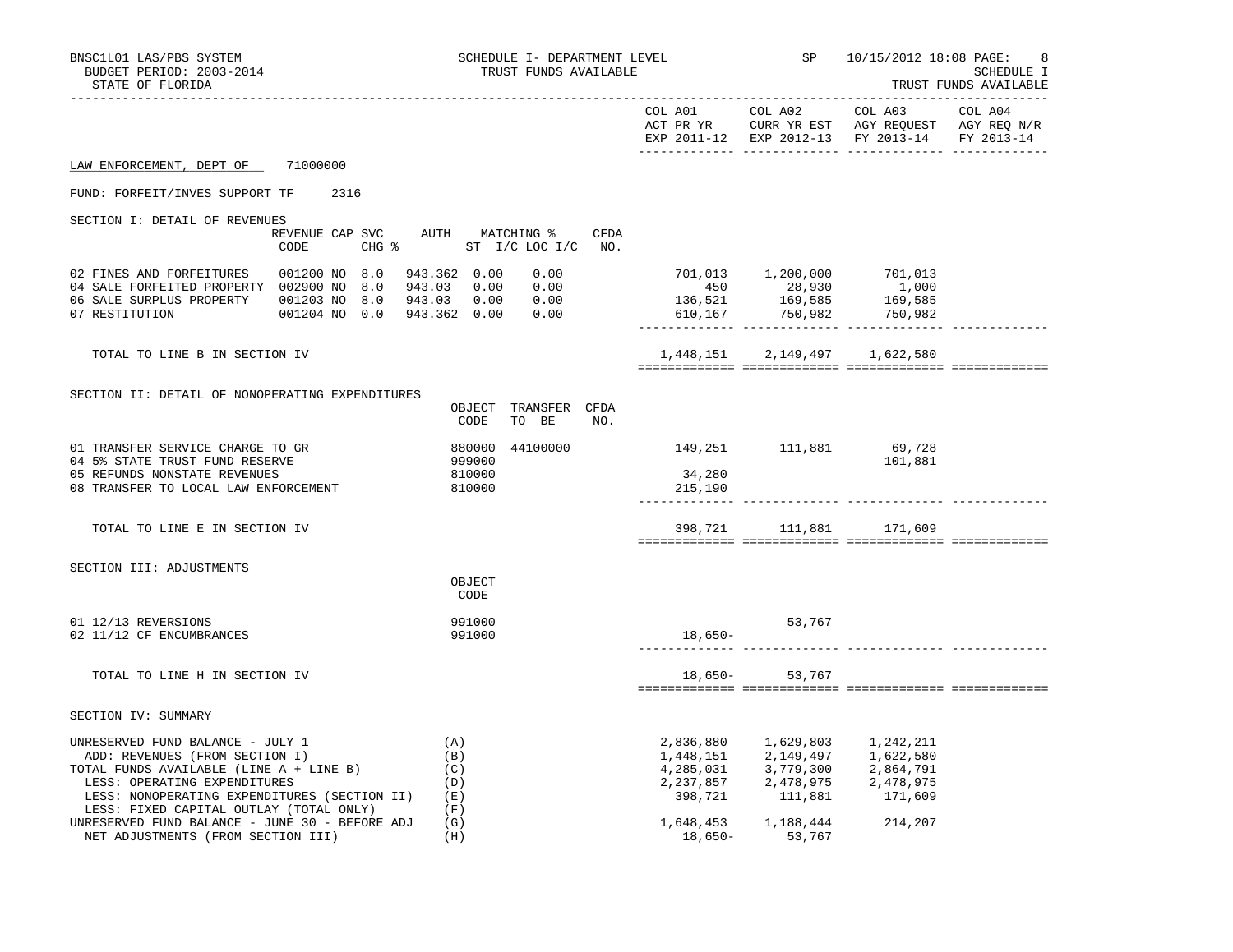BNSC1L01 LAS/PBS SYSTEM
BUDGET PERIOD: 2003-2014
STATE OF FLORIDA

SCHEDULE I- DEPARTMENT LEVEL
TRUST FUNDS AVAILABLE

SP 10/15/2012 18:08

SCHEDULE I
TRUST FUNDS AVAILABLE

**LAW ENFORCEMENT, DEPT OF 71000000**

FUND: FORFEIT/INVES SUPPORT TF 2316

## SECTION I: DETAIL OF REVENUES

| | REVENUE CODE | CAP | SVC CHG % | AUTH | MATCHING % ST I/C | LOC I/C | CFDA NO. | COL A01 ACT PR YR EXP 2011-12 | COL A02 CURR YR EST EXP 2012-13 | COL A03 AGY REQUEST FY 2013-14 | COL A04 AGY REQ N/R FY 2013-14 |
|---|---|---|---|---|---|---|---|---|---|---|---|
| 02 FINES AND FORFEITURES | 001200 | NO | 8.0 | 943.362 | 0.00 | 0.00 | | 701,013 | 1,200,000 | 701,013 | |
| 04 SALE FORFEITED PROPERTY | 002900 | NO | 8.0 | 943.03 | 0.00 | 0.00 | | 450 | 28,930 | 1,000 | |
| 06 SALE SURPLUS PROPERTY | 001203 | NO | 8.0 | 943.03 | 0.00 | 0.00 | | 136,521 | 169,585 | 169,585 | |
| 07 RESTITUTION | 001204 | NO | 0.0 | 943.362 | 0.00 | 0.00 | | 610,167 | 750,982 | 750,982 | |
| TOTAL TO LINE B IN SECTION IV | | | | | | | | 1,448,151 | 2,149,497 | 1,622,580 | |

## SECTION II: DETAIL OF NONOPERATING EXPENDITURES

| | OBJECT CODE | TRANSFER TO BE | CFDA NO. | COL A01 ACT PR YR EXP 2011-12 | COL A02 CURR YR EST EXP 2012-13 | COL A03 AGY REQUEST FY 2013-14 | COL A04 AGY REQ N/R FY 2013-14 |
|---|---|---|---|---|---|---|---|
| 01 TRANSFER SERVICE CHARGE TO GR | 880000 | 44100000 | | 149,251 | 111,881 | 69,728 | |
| 04 5% STATE TRUST FUND RESERVE | 999000 | | | | | 101,881 | |
| 05 REFUNDS NONSTATE REVENUES | 810000 | | | 34,280 | | | |
| 08 TRANSFER TO LOCAL LAW ENFORCEMENT | 810000 | | | 215,190 | | | |
| TOTAL TO LINE E IN SECTION IV | | | | 398,721 | 111,881 | 171,609 | |

## SECTION III: ADJUSTMENTS

| | OBJECT CODE | COL A01 ACT PR YR EXP 2011-12 | COL A02 CURR YR EST EXP 2012-13 | COL A03 AGY REQUEST FY 2013-14 | COL A04 AGY REQ N/R FY 2013-14 |
|---|---|---|---|---|---|
| 01 12/13 REVERSIONS | 991000 | | 53,767 | | |
| 02 11/12 CF ENCUMBRANCES | 991000 | 18,650- | | | |
| TOTAL TO LINE H IN SECTION IV | | 18,650- | 53,767 | | |

## SECTION IV: SUMMARY

| | | COL A01 ACT PR YR EXP 2011-12 | COL A02 CURR YR EST EXP 2012-13 | COL A03 AGY REQUEST FY 2013-14 | COL A04 AGY REQ N/R FY 2013-14 |
|---|---|---|---|---|---|
| UNRESERVED FUND BALANCE - JULY 1 | (A) | 2,836,880 | 1,629,803 | 1,242,211 | |
| ADD: REVENUES (FROM SECTION I) | (B) | 1,448,151 | 2,149,497 | 1,622,580 | |
| TOTAL FUNDS AVAILABLE (LINE A + LINE B) | (C) | 4,285,031 | 3,779,300 | 2,864,791 | |
| LESS: OPERATING EXPENDITURES | (D) | 2,237,857 | 2,478,975 | 2,478,975 | |
| LESS: NONOPERATING EXPENDITURES (SECTION II) | (E) | 398,721 | 111,881 | 171,609 | |
| LESS: FIXED CAPITAL OUTLAY (TOTAL ONLY) | (F) | | | | |
| UNRESERVED FUND BALANCE - JUNE 30 - BEFORE ADJ | (G) | 1,648,453 | 1,188,444 | 214,207 | |
| NET ADJUSTMENTS (FROM SECTION III) | (H) | 18,650- | 53,767 | | |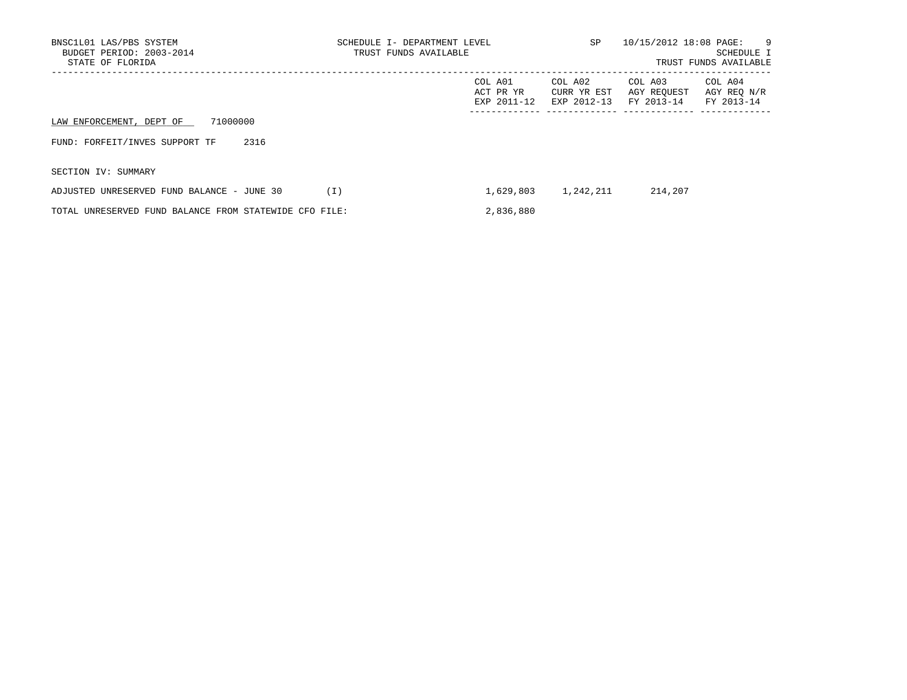LAW ENFORCEMENT, DEPT OF 71000000

FUND: FORFEIT/INVES SUPPORT TF 2316

SECTION IV: SUMMARY

| | COL A01 ACT PR YR EXP 2011-12 | COL A02 CURR YR EST EXP 2012-13 | COL A03 AGY REQUEST FY 2013-14 | COL A04 AGY REQ N/R FY 2013-14 |
|---|---|---|---|---|
| ADJUSTED UNRESERVED FUND BALANCE - JUNE 30 (I) | 1,629,803 | 1,242,211 | 214,207 | |
| TOTAL UNRESERVED FUND BALANCE FROM STATEWIDE CFO FILE: | 2,836,880 | | | |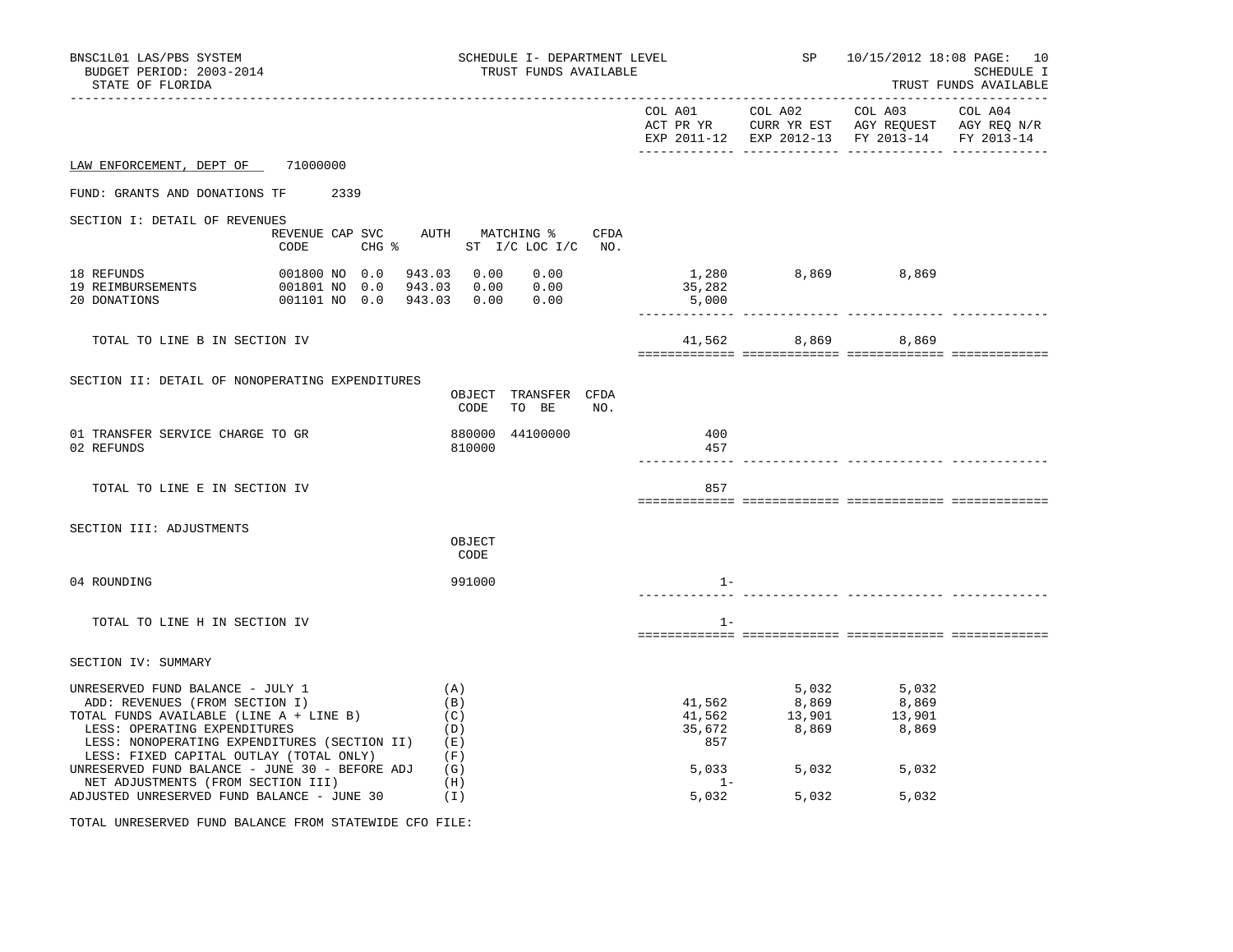BNSC1L01 LAS/PBS SYSTEM
BUDGET PERIOD: 2003-2014
STATE OF FLORIDA

SCHEDULE I- DEPARTMENT LEVEL
TRUST FUNDS AVAILABLE

SP 10/15/2012 18:08 PAGE: 10
SCHEDULE I
TRUST FUNDS AVAILABLE

LAW ENFORCEMENT, DEPT OF 71000000

FUND: GRANTS AND DONATIONS TF 2339

## SECTION I: DETAIL OF REVENUES

| | REVENUE CODE | CAP | SVC CHG % | AUTH ST | MATCHING % I/C | LOC I/C | CFDA NO. | COL A01 ACT PR YR EXP 2011-12 | COL A02 CURR YR EST EXP 2012-13 | COL A03 AGY REQUEST FY 2013-14 | COL A04 AGY REQ N/R FY 2013-14 |
|---|---|---|---|---|---|---|---|---|---|---|---|
| 18 REFUNDS | 001800 | NO | 0.0 | 943.03 | 0.00 | 0.00 | | 1,280 | 8,869 | 8,869 | |
| 19 REIMBURSEMENTS | 001801 | NO | 0.0 | 943.03 | 0.00 | 0.00 | | 35,282 | | | |
| 20 DONATIONS | 001101 | NO | 0.0 | 943.03 | 0.00 | 0.00 | | 5,000 | | | |
| TOTAL TO LINE B IN SECTION IV | | | | | | | | 41,562 | 8,869 | 8,869 | |

## SECTION II: DETAIL OF NONOPERATING EXPENDITURES

| | OBJECT CODE | TRANSFER TO BE | CFDA NO. | COL A01 | COL A02 | COL A03 | COL A04 |
|---|---|---|---|---|---|---|---|
| 01 TRANSFER SERVICE CHARGE TO GR | 880000 | 44100000 | | 400 | | | |
| 02 REFUNDS | 810000 | | | 457 | | | |
| TOTAL TO LINE E IN SECTION IV | | | | 857 | | | |

## SECTION III: ADJUSTMENTS

| | OBJECT CODE | COL A01 | COL A02 | COL A03 | COL A04 |
|---|---|---|---|---|---|
| 04 ROUNDING | 991000 | 1- | | | |
| TOTAL TO LINE H IN SECTION IV | | 1- | | | |

## SECTION IV: SUMMARY

| | | COL A01 | COL A02 | COL A03 | COL A04 |
|---|---|---|---|---|---|
| UNRESERVED FUND BALANCE - JULY 1 | (A) | | 5,032 | 5,032 | |
| ADD: REVENUES (FROM SECTION I) | (B) | 41,562 | 8,869 | 8,869 | |
| TOTAL FUNDS AVAILABLE (LINE A + LINE B) | (C) | 41,562 | 13,901 | 13,901 | |
| LESS: OPERATING EXPENDITURES | (D) | 35,672 | 8,869 | 8,869 | |
| LESS: NONOPERATING EXPENDITURES (SECTION II) | (E) | 857 | | | |
| LESS: FIXED CAPITAL OUTLAY (TOTAL ONLY) | (F) | | | | |
| UNRESERVED FUND BALANCE - JUNE 30 - BEFORE ADJ | (G) | 5,033 | 5,032 | 5,032 | |
| NET ADJUSTMENTS (FROM SECTION III) | (H) | 1- | | | |
| ADJUSTED UNRESERVED FUND BALANCE - JUNE 30 | (I) | 5,032 | 5,032 | 5,032 | |

TOTAL UNRESERVED FUND BALANCE FROM STATEWIDE CFO FILE: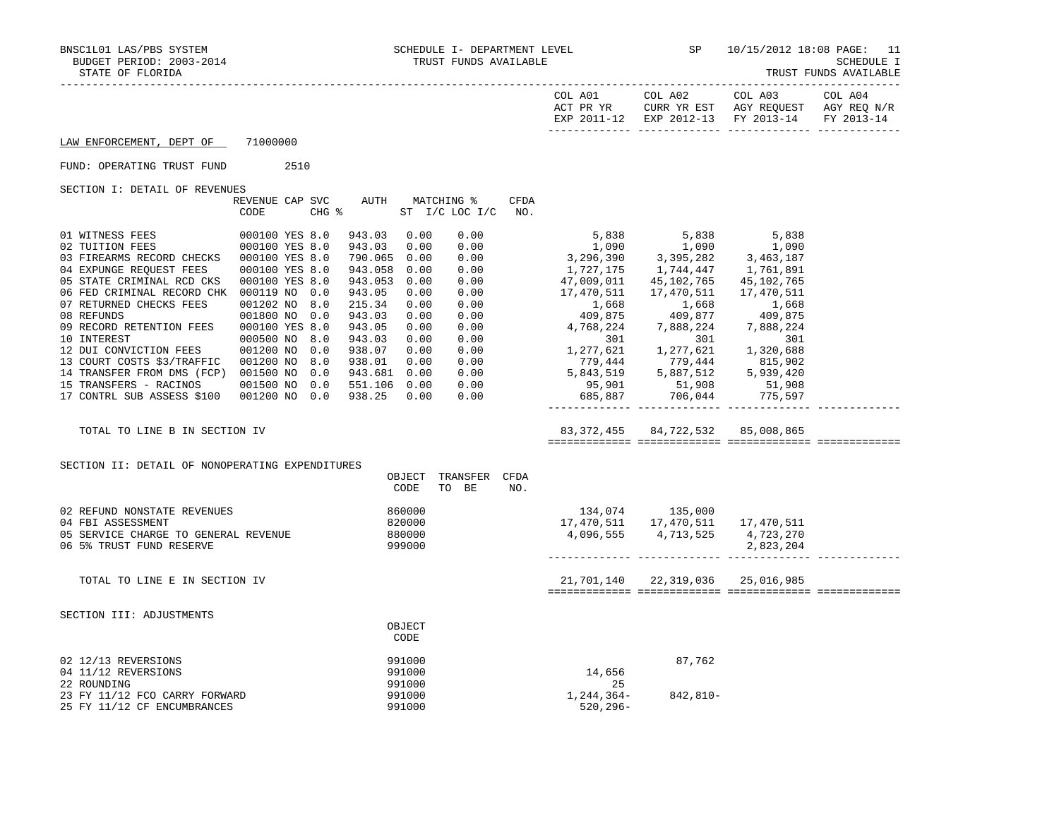LAW ENFORCEMENT, DEPT OF 71000000

FUND: OPERATING TRUST FUND 2510

SECTION I: DETAIL OF REVENUES

| | REVENUE CODE | CAP | SVC CHG % | AUTH ST | MATCHING % I/C | LOC I/C | CFDA NO. | COL A01 ACT PR YR EXP 2011-12 | COL A02 CURR YR EST EXP 2012-13 | COL A03 AGY REQUEST FY 2013-14 | COL A04 AGY REQ N/R FY 2013-14 |
|---|---|---|---|---|---|---|---|---|---|---|---|
| 01 WITNESS FEES | 000100 | YES | 8.0 | 943.03 | 0.00 | 0.00 | | 5,838 | 5,838 | 5,838 | |
| 02 TUITION FEES | 000100 | YES | 8.0 | 943.03 | 0.00 | 0.00 | | 1,090 | 1,090 | 1,090 | |
| 03 FIREARMS RECORD CHECKS | 000100 | YES | 8.0 | 790.065 | 0.00 | 0.00 | | 3,296,390 | 3,395,282 | 3,463,187 | |
| 04 EXPUNGE REQUEST FEES | 000100 | YES | 8.0 | 943.058 | 0.00 | 0.00 | | 1,727,175 | 1,744,447 | 1,761,891 | |
| 05 STATE CRIMINAL RCD CKS | 000100 | YES | 8.0 | 943.053 | 0.00 | 0.00 | | 47,009,011 | 45,102,765 | 45,102,765 | |
| 06 FED CRIMINAL RECORD CHK | 000119 | NO | 0.0 | 943.05 | 0.00 | 0.00 | | 17,470,511 | 17,470,511 | 17,470,511 | |
| 07 RETURNED CHECKS FEES | 001202 | NO | 8.0 | 215.34 | 0.00 | 0.00 | | 1,668 | 1,668 | 1,668 | |
| 08 REFUNDS | 001800 | NO | 0.0 | 943.03 | 0.00 | 0.00 | | 409,875 | 409,877 | 409,875 | |
| 09 RECORD RETENTION FEES | 000100 | YES | 8.0 | 943.05 | 0.00 | 0.00 | | 4,768,224 | 7,888,224 | 7,888,224 | |
| 10 INTEREST | 000500 | NO | 8.0 | 943.03 | 0.00 | 0.00 | | 301 | 301 | 301 | |
| 12 DUI CONVICTION FEES | 001200 | NO | 0.0 | 938.07 | 0.00 | 0.00 | | 1,277,621 | 1,277,621 | 1,320,688 | |
| 13 COURT COSTS $3/TRAFFIC | 001200 | NO | 8.0 | 938.01 | 0.00 | 0.00 | | 779,444 | 779,444 | 815,902 | |
| 14 TRANSFER FROM DMS (FCP) | 001500 | NO | 0.0 | 943.681 | 0.00 | 0.00 | | 5,843,519 | 5,887,512 | 5,939,420 | |
| 15 TRANSFERS - RACINOS | 001500 | NO | 0.0 | 551.106 | 0.00 | 0.00 | | 95,901 | 51,908 | 51,908 | |
| 17 CONTRL SUB ASSESS $100 | 001200 | NO | 0.0 | 938.25 | 0.00 | 0.00 | | 685,887 | 706,044 | 775,597 | |
| TOTAL TO LINE B IN SECTION IV | | | | | | | | 83,372,455 | 84,722,532 | 85,008,865 | |

SECTION II: DETAIL OF NONOPERATING EXPENDITURES

| | OBJECT CODE | TRANSFER TO BE | CFDA NO. | COL A01 | COL A02 | COL A03 | COL A04 |
|---|---|---|---|---|---|---|---|
| 02 REFUND NONSTATE REVENUES | 860000 | | | 134,074 | 135,000 | | |
| 04 FBI ASSESSMENT | 820000 | | | 17,470,511 | 17,470,511 | 17,470,511 | |
| 05 SERVICE CHARGE TO GENERAL REVENUE | 880000 | | | 4,096,555 | 4,713,525 | 4,723,270 | |
| 06 5% TRUST FUND RESERVE | 999000 | | | | | 2,823,204 | |
| TOTAL TO LINE E IN SECTION IV | | | | 21,701,140 | 22,319,036 | 25,016,985 | |

SECTION III: ADJUSTMENTS

| | OBJECT CODE | COL A01 | COL A02 | COL A03 | COL A04 |
|---|---|---|---|---|---|
| 02 12/13 REVERSIONS | 991000 | | 87,762 | | |
| 04 11/12 REVERSIONS | 991000 | 14,656 | | | |
| 22 ROUNDING | 991000 | 25 | | | |
| 23 FY 11/12 FCO CARRY FORWARD | 991000 | 1,244,364- | 842,810- | | |
| 25 FY 11/12 CF ENCUMBRANCES | 991000 | 520,296- | | | |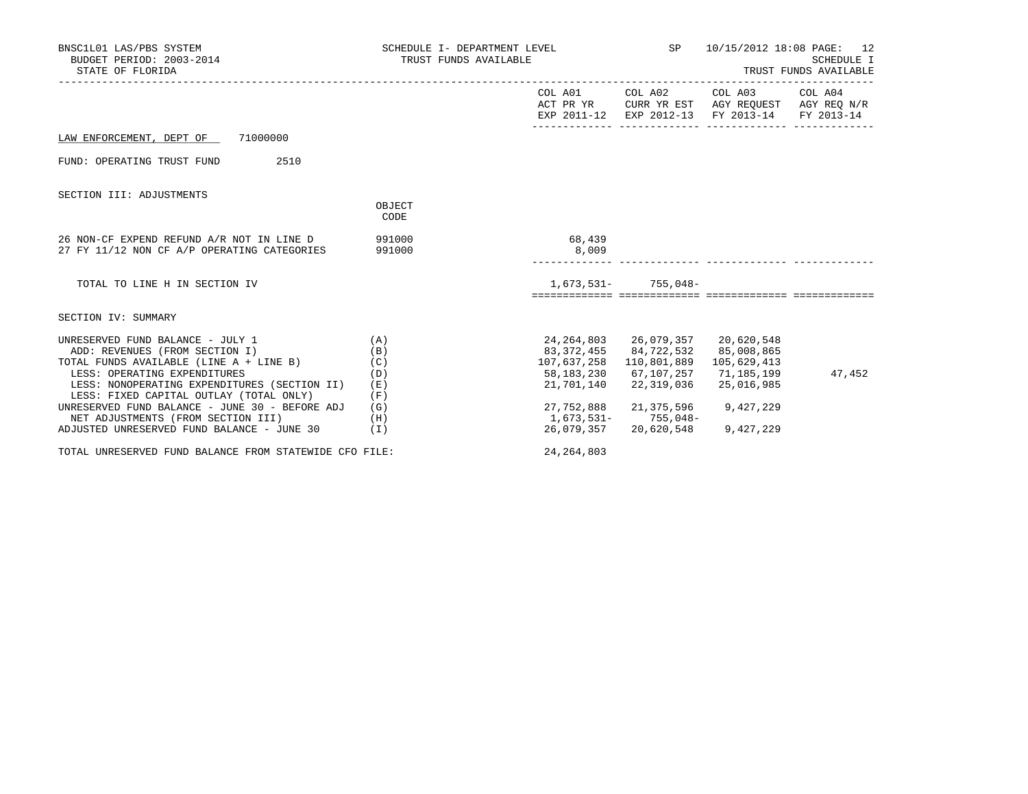BNSC1L01 LAS/PBS SYSTEM
BUDGET PERIOD: 2003-2014
STATE OF FLORIDA

SCHEDULE I- DEPARTMENT LEVEL
TRUST FUNDS AVAILABLE

SP 10/15/2012 18:08

SCHEDULE I
TRUST FUNDS AVAILABLE

LAW ENFORCEMENT, DEPT OF 71000000

FUND: OPERATING TRUST FUND 2510

## SECTION III: ADJUSTMENTS

| | OBJECT CODE | COL A01 ACT PR YR EXP 2011-12 | COL A02 CURR YR EST EXP 2012-13 | COL A03 AGY REQUEST FY 2013-14 | COL A04 AGY REQ N/R FY 2013-14 |
|---|---|---|---|---|---|
| 26 NON-CF EXPEND REFUND A/R NOT IN LINE D | 991000 | 68,439 | | | |
| 27 FY 11/12 NON CF A/P OPERATING CATEGORIES | 991000 | 8,009 | | | |
| TOTAL TO LINE H IN SECTION IV | | 1,673,531- | 755,048- | | |

## SECTION IV: SUMMARY

| | | COL A01 ACT PR YR EXP 2011-12 | COL A02 CURR YR EST EXP 2012-13 | COL A03 AGY REQUEST FY 2013-14 | COL A04 AGY REQ N/R FY 2013-14 |
|---|---|---|---|---|---|
| UNRESERVED FUND BALANCE - JULY 1 | (A) | 24,264,803 | 26,079,357 | 20,620,548 | |
| ADD: REVENUES (FROM SECTION I) | (B) | 83,372,455 | 84,722,532 | 85,008,865 | |
| TOTAL FUNDS AVAILABLE (LINE A + LINE B) | (C) | 107,637,258 | 110,801,889 | 105,629,413 | |
| LESS: OPERATING EXPENDITURES | (D) | 58,183,230 | 67,107,257 | 71,185,199 | 47,452 |
| LESS: NONOPERATING EXPENDITURES (SECTION II) | (E) | 21,701,140 | 22,319,036 | 25,016,985 | |
| LESS: FIXED CAPITAL OUTLAY (TOTAL ONLY) | (F) | | | | |
| UNRESERVED FUND BALANCE - JUNE 30 - BEFORE ADJ | (G) | 27,752,888 | 21,375,596 | 9,427,229 | |
| NET ADJUSTMENTS (FROM SECTION III) | (H) | 1,673,531- | 755,048- | | |
| ADJUSTED UNRESERVED FUND BALANCE - JUNE 30 | (I) | 26,079,357 | 20,620,548 | 9,427,229 | |
| TOTAL UNRESERVED FUND BALANCE FROM STATEWIDE CFO FILE: | | 24,264,803 | | | |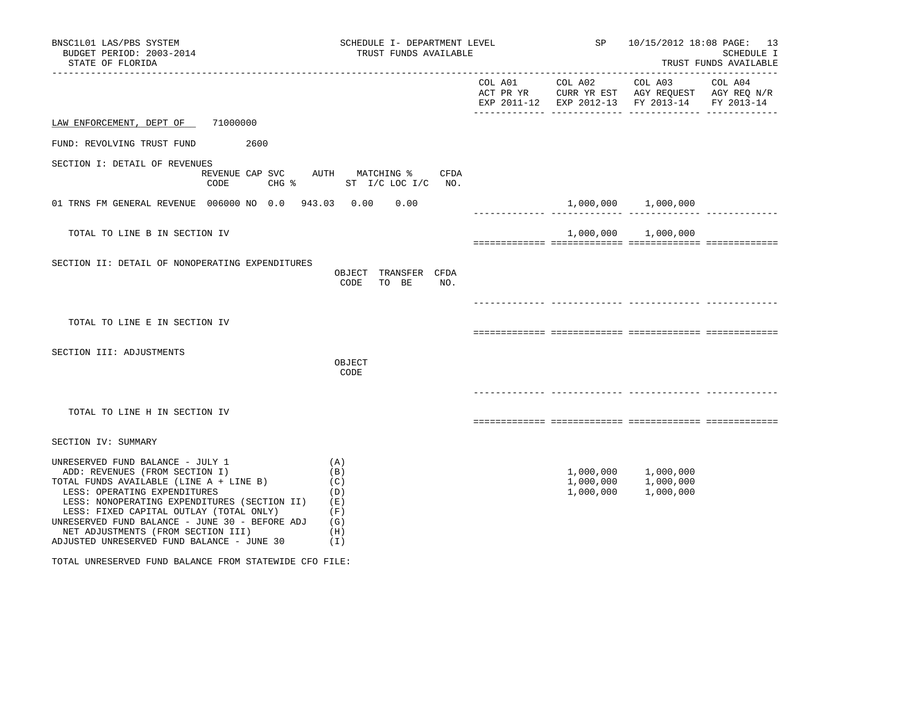BNSC1L01 LAS/PBS SYSTEM
BUDGET PERIOD: 2003-2014
STATE OF FLORIDA

SCHEDULE I- DEPARTMENT LEVEL
TRUST FUNDS AVAILABLE

SP 10/15/2012 18:08 PAGE: 13
SCHEDULE I
TRUST FUNDS AVAILABLE

| | COL A01 ACT PR YR EXP 2011-12 | COL A02 CURR YR EST EXP 2012-13 | COL A03 AGY REQUEST FY 2013-14 | COL A04 AGY REQ N/R FY 2013-14 |
|---|---|---|---|---|

LAW ENFORCEMENT, DEPT OF 71000000

FUND: REVOLVING TRUST FUND 2600

SECTION I: DETAIL OF REVENUES

| | REVENUE CODE | CAP SVC CHG % | AUTH ST | MATCHING % I/C | LOC I/C | CFDA NO. | COL A01 | COL A02 | COL A03 | COL A04 |
|---|---|---|---|---|---|---|---|---|---|---|
| 01 TRNS FM GENERAL REVENUE | 006000 | NO 0.0 | 943.03 | 0.00 | 0.00 | | | 1,000,000 | 1,000,000 | |
| TOTAL TO LINE B IN SECTION IV | | | | | | | | 1,000,000 | 1,000,000 | |

SECTION II: DETAIL OF NONOPERATING EXPENDITURES

| | OBJECT CODE | TRANSFER TO BE | CFDA NO. | COL A01 | COL A02 | COL A03 | COL A04 |
|---|---|---|---|---|---|---|---|
| TOTAL TO LINE E IN SECTION IV | | | | | | | |

SECTION III: ADJUSTMENTS

| | OBJECT CODE | COL A01 | COL A02 | COL A03 | COL A04 |
|---|---|---|---|---|---|
| TOTAL TO LINE H IN SECTION IV | | | | | |

SECTION IV: SUMMARY

| | | COL A01 | COL A02 | COL A03 | COL A04 |
|---|---|---|---|---|---|
| UNRESERVED FUND BALANCE - JULY 1 | (A) | | | | |
| ADD: REVENUES (FROM SECTION I) | (B) | | 1,000,000 | 1,000,000 | |
| TOTAL FUNDS AVAILABLE (LINE A + LINE B) | (C) | | 1,000,000 | 1,000,000 | |
| LESS: OPERATING EXPENDITURES | (D) | | 1,000,000 | 1,000,000 | |
| LESS: NONOPERATING EXPENDITURES (SECTION II) | (E) | | | | |
| LESS: FIXED CAPITAL OUTLAY (TOTAL ONLY) | (F) | | | | |
| UNRESERVED FUND BALANCE - JUNE 30 - BEFORE ADJ | (G) | | | | |
| NET ADJUSTMENTS (FROM SECTION III) | (H) | | | | |
| ADJUSTED UNRESERVED FUND BALANCE - JUNE 30 | (I) | | | | |

TOTAL UNRESERVED FUND BALANCE FROM STATEWIDE CFO FILE: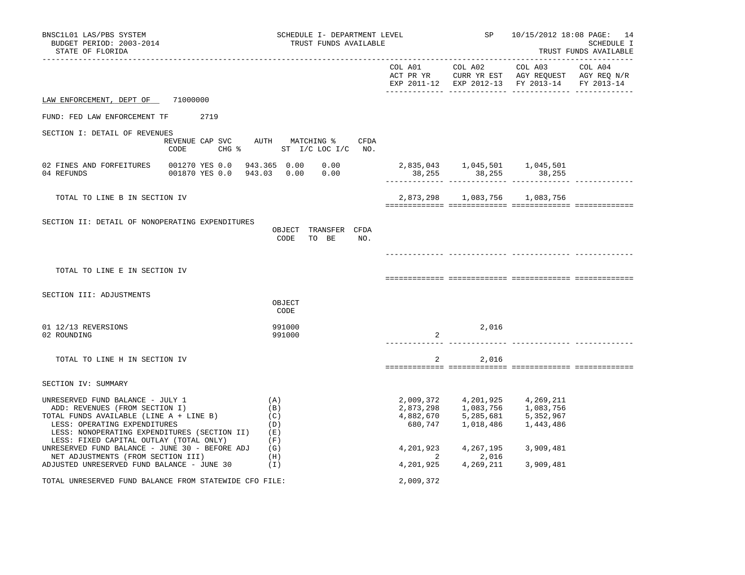BNSC1L01 LAS/PBS SYSTEM
BUDGET PERIOD: 2003-2014
STATE OF FLORIDA

SCHEDULE I- DEPARTMENT LEVEL
TRUST FUNDS AVAILABLE

SP 10/15/2012 18:08

SCHEDULE I
TRUST FUNDS AVAILABLE

| | COL A01 ACT PR YR EXP 2011-12 | COL A02 CURR YR EST EXP 2012-13 | COL A03 AGY REQUEST FY 2013-14 | COL A04 AGY REQ N/R FY 2013-14 |
|---|---|---|---|---|

LAW ENFORCEMENT, DEPT OF 71000000

FUND: FED LAW ENFORCEMENT TF 2719

SECTION I: DETAIL OF REVENUES

| | REVENUE CODE | CAP SVC CHG % | AUTH ST | MATCHING % I/C | LOC I/C | CFDA NO. | COL A01 | COL A02 | COL A03 | COL A04 |
|---|---|---|---|---|---|---|---|---|---|---|
| 02 FINES AND FORFEITURES | 001270 | YES 0.0 | 943.365 | 0.00 | 0.00 | | 2,835,043 | 1,045,501 | 1,045,501 | |
| 04 REFUNDS | 001870 | YES 0.0 | 943.03 | 0.00 | 0.00 | | 38,255 | 38,255 | 38,255 | |
| TOTAL TO LINE B IN SECTION IV | | | | | | | 2,873,298 | 1,083,756 | 1,083,756 | |

SECTION II: DETAIL OF NONOPERATING EXPENDITURES

| | OBJECT CODE | TRANSFER TO BE | CFDA NO. | COL A01 | COL A02 | COL A03 | COL A04 |
|---|---|---|---|---|---|---|---|
| TOTAL TO LINE E IN SECTION IV | | | | | | | |

SECTION III: ADJUSTMENTS

| | OBJECT CODE | COL A01 | COL A02 | COL A03 | COL A04 |
|---|---|---|---|---|---|
| 01 12/13 REVERSIONS | 991000 | | 2,016 | | |
| 02 ROUNDING | 991000 | 2 | | | |
| TOTAL TO LINE H IN SECTION IV | | 2 | 2,016 | | |

SECTION IV: SUMMARY

| | | COL A01 | COL A02 | COL A03 | COL A04 |
|---|---|---|---|---|---|
| UNRESERVED FUND BALANCE - JULY 1 | (A) | 2,009,372 | 4,201,925 | 4,269,211 | |
| ADD: REVENUES (FROM SECTION I) | (B) | 2,873,298 | 1,083,756 | 1,083,756 | |
| TOTAL FUNDS AVAILABLE (LINE A + LINE B) | (C) | 4,882,670 | 5,285,681 | 5,352,967 | |
| LESS: OPERATING EXPENDITURES | (D) | 680,747 | 1,018,486 | 1,443,486 | |
| LESS: NONOPERATING EXPENDITURES (SECTION II) | (E) | | | | |
| LESS: FIXED CAPITAL OUTLAY (TOTAL ONLY) | (F) | | | | |
| UNRESERVED FUND BALANCE - JUNE 30 - BEFORE ADJ | (G) | 4,201,923 | 4,267,195 | 3,909,481 | |
| NET ADJUSTMENTS (FROM SECTION III) | (H) | 2 | 2,016 | | |
| ADJUSTED UNRESERVED FUND BALANCE - JUNE 30 | (I) | 4,201,925 | 4,269,211 | 3,909,481 | |

TOTAL UNRESERVED FUND BALANCE FROM STATEWIDE CFO FILE: 2,009,372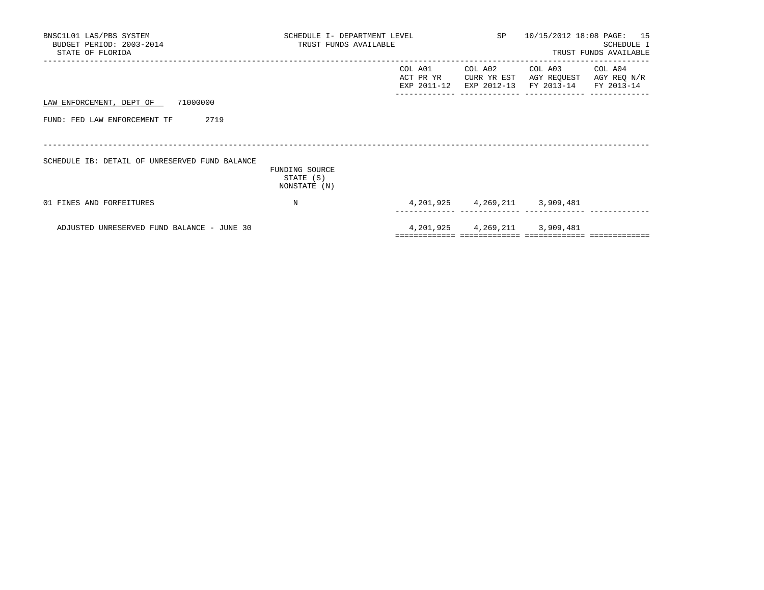BNSC1L01 LAS/PBS SYSTEM
BUDGET PERIOD: 2003-2014
STATE OF FLORIDA

SCHEDULE I- DEPARTMENT LEVEL
TRUST FUNDS AVAILABLE

SP 10/15/2012 18:08

SCHEDULE I
TRUST FUNDS AVAILABLE

LAW ENFORCEMENT, DEPT OF 71000000

FUND: FED LAW ENFORCEMENT TF 2719

SCHEDULE IB: DETAIL OF UNRESERVED FUND BALANCE

| | FUNDING SOURCE STATE (S) NONSTATE (N) | COL A01 ACT PR YR EXP 2011-12 | COL A02 CURR YR EST EXP 2012-13 | COL A03 AGY REQUEST FY 2013-14 | COL A04 AGY REQ N/R FY 2013-14 |
|---|---|---|---|---|---|
| 01 FINES AND FORFEITURES | N | 4,201,925 | 4,269,211 | 3,909,481 | |
| ADJUSTED UNRESERVED FUND BALANCE - JUNE 30 | | 4,201,925 | 4,269,211 | 3,909,481 | |